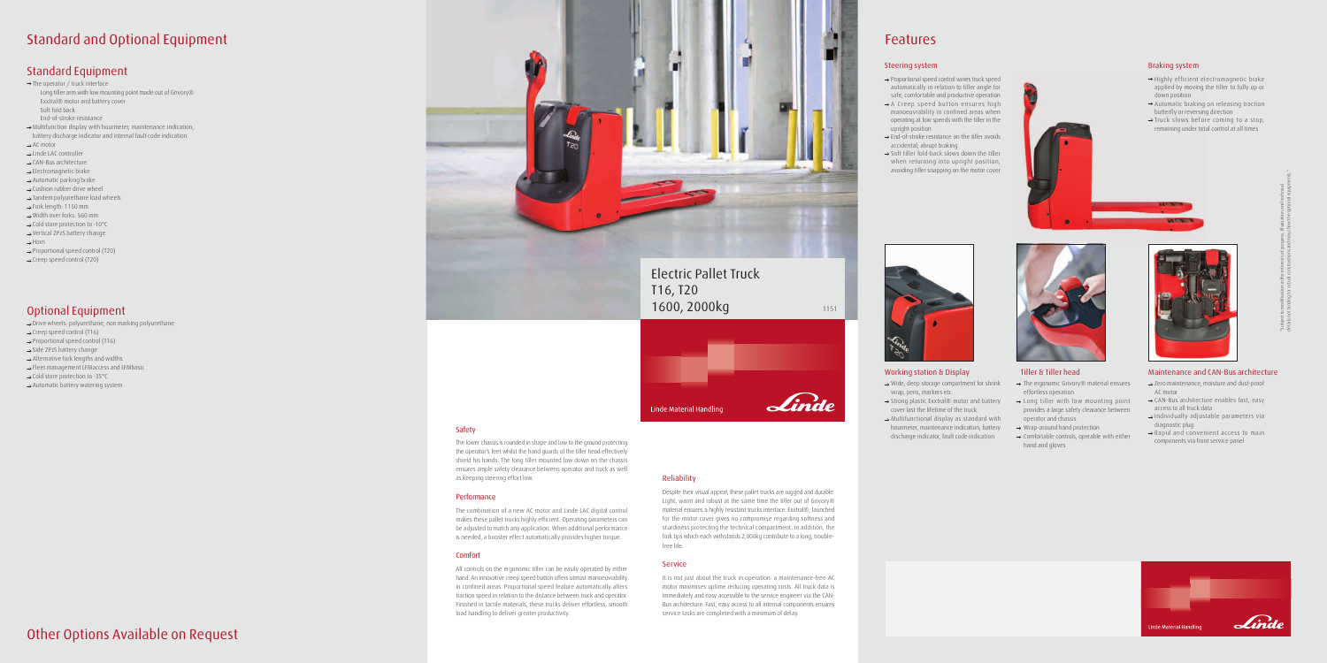# Standard and Optional Equipment

## Standard Equipment

- The operator / truck interface
  - Long tiller arm with low mounting point made out of Grivory®
  - Exxtral® motor and battery cover
  - Soft fold back
  - End-of-stroke resistance
- Multifunction display with hourmeter, maintenance indication, battery discharge indicator and internal fault code indication
- AC motor
- Linde LAC controller
- CAN-Bus architecture
- Electromagnetic brake
- Automatic parking brake
- Cushion rubber drive wheel
- Tandem polyurethane load wheels
- Fork length: 1150 mm
- Width over forks: 560 mm
- Cold store protection to -10°C
- Vertical 2PzS battery change
- Horn
- Proportional speed control (T20)
- Creep speed control (T20)

## Optional Equipment

- Drive wheels: polyurethane, non marking polyurethane
- Creep speed control (T16)
- Proportional speed control (T16)
- Side 2PzS battery change
- Alternative fork lengths and widths
- Fleet management LFMaccess and LFMbasic
- Cold store protection to -35°C
- Automatic battery watering system

# Other Options Available on Request

# Electric Pallet Truck T16, T20 1600, 2000kg

1151

Linde Material Handling

Linde

### Safety

The lower chassis is rounded in shape and low to the ground protecting the operator's feet whilst the hand guards of the tiller head effectively shield his hands. The long tiller mounted low down on the chassis ensures ample safety clearance between operator and truck as well as keeping steering effort low.

### Performance

The combination of a new AC motor and Linde LAC digital control makes these pallet trucks highly efficient. Operating parameters can be adjusted to match any application. When additional performance is needed, a booster effect automatically provides higher torque.

### Comfort

All controls on the ergonomic tiller can be easily operated by either hand. An innovative creep speed button offers utmost manoeuvrability in confined areas. Proportional speed feature automatically alters traction speed in relation to the distance between truck and operator. Finished in tactile materials, these trucks deliver effortless, smooth load handling to deliver greater productivity.

### Reliability

Despite their visual appeal, these pallet trucks are rugged and durable. Light, warm and robust at the same time the tiller out of Grivory® material ensures a highly resistant trucks interface. Exxtral®, launched for the motor cover gives no compromise regarding softness and sturdiness protecting the technical compartment. In addition, the fork tips which each withstands 2,000kg contribute to a long, trouble-free life.

### Service

It is not just about the truck in operation: a maintenance-free AC motor maximises uptime reducing operating costs. All truck data is immediately and easy accessible to the service engineer via the CAN-Bus architecture. Fast, easy access to all internal components ensures service tasks are completed with a minimum of delay.

# Features

### Steering system

- Proportional speed control varies truck speed automatically in relation to tiller angle for safe, comfortable and productive operation
- A Creep speed button ensures high manoeuvrability in confined areas when operating at low speeds with the tiller in the upright position
- End-of-stroke resistance on the tiller avoids accidental, abrupt braking
- Soft tiller fold-back slows down the tiller when returning into upright position, avoiding tiller snapping on the motor cover

### Braking system

- Highly efficient electromagnetic brake applied by moving the tiller to fully up or down position
- Automatic braking on releasing traction butterfly or reversing direction
- Truck slows before coming to a stop, remaining under total control at all times

### Working station & Display

- Wide, deep storage compartment for shrink wrap, pens, markers etc.
- Strong plastic Exxtral® motor and battery cover last the lifetime of the truck
- Multifunctional display as standard with hourmeter, maintenance indication, battery discharge indicator, fault code indication

### Tiller & Tiller head

- The ergonomic Grivory® material ensures effortless operation
- Long tiller with low mounting point provides a large safety clearance between operator and chassis
- Wrap-around hand protection
- Comfortable controls, operable with either hand and gloves

### Maintenance and CAN-Bus architecture

- Zero maintenance, moisture and dust-proof AC motor
- CAN-Bus architecture enables fast, easy access to all truck data
- Individually adjustable parameters via diagnostic plug
- Rapid and convenient access to main components via front service panel

"Subject to modification in the interests of progress. Illustration and technical details not binding to actual constructions and may show the optional equipment."

Linde Material Handling

Linde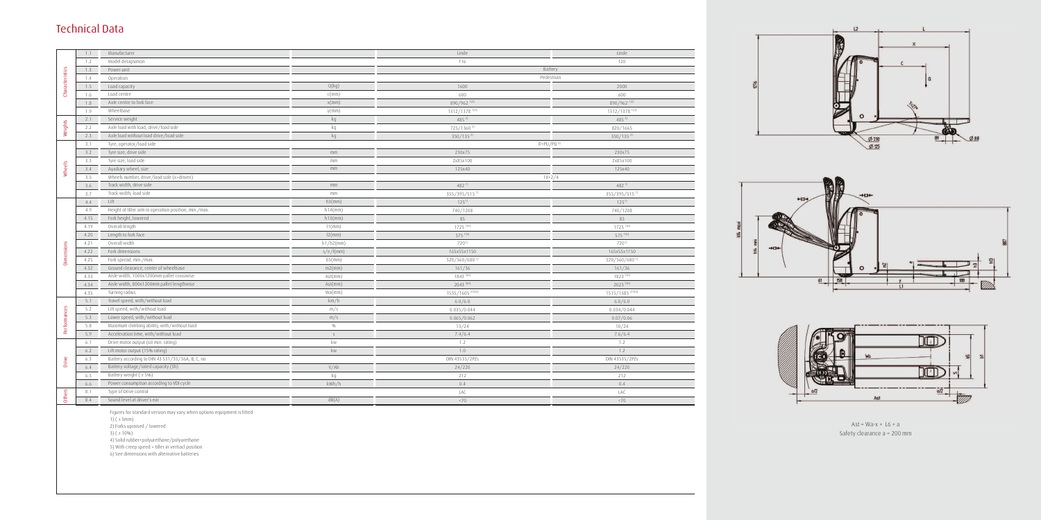# Technical Data

| | | | | | |
|---|---|---|---|---|---|
| Characteristics | 1.1 | Manufacturer | | Linde | Linde |
| | 1.2 | Model designation | | T16 | T20 |
| | 1.3 | Power unit | | Battery | |
| | 1.4 | Operation | | Pedestrian | |
| | 1.5 | Load capacity | Q(kg) | 1600 | 2000 |
| | 1.6 | Load centre | c(mm) | 600 | 600 |
| | 1.8 | Axle centre to fork face | x(mm) | 890/962 [1)2)] | 890/962 [1)2)] |
| | 1.9 | Wheelbase | y(mm) | 1312/1378 [1)2)] | 1312/1378 [1)2)] |
| Weights | 2.1 | Service weight | kg | 485 [3)] | 485 [3)] |
| | 2.2 | Axle load with load, drive/load side | kg | 725/1360 [3)] | 820/1665 |
| | 2.3 | Axle load without load drive/load side | kg | 350/135 [3)] | 350/135 [3)] |
| Wheels | 3.1 | Tyre, operator/load side | | E+PU/PU [4)] | |
| | 3.2 | Tyre size, drive side | mm | 230x75 | 230x75 |
| | 3.3 | Tyre size, load side | mm | 2x85x100 | 2x85x100 |
| | 3.4 | Auxiliary wheel, size | mm | 125x40 | 125x40 |
| | 3.5 | Wheels number, drive/load side (x=driven) | | 1X+2/4 | |
| | 3.6 | Track width, drive side | mm | 482 [1)] | 482 [1)] |
| | 3.7 | Track width, load side | mm | 355/395/515 [1)] | 355/395/515 [1)] |
| Dimensions | 4.4 | Lift | h3(mm) | 125 [1)] | 125 [1)] |
| | 4.9 | Height of tiller arm in operation position, min./max. | h14(mm) | 740/1208 | 740/1208 |
| | 4.15 | Fork height, lowered | h13(mm) | 85 | 85 |
| | 4.19 | Overall length | l1(mm) | 1725 [1)6)] | 1725 [1)6)] |
| | 4.20 | Length to fork face | l2(mm) | 575 [1)6)] | 575 [1)6)] |
| | 4.21 | Overall width | b1/b2(mm) | 720 [1)] | 720 [1)] |
| | 4.22 | Fork dimensions | s/e/l(mm) | 165x55x1150 | 165x55x1150 |
| | 4.25 | Fork spread, min./max. | b5(mm) | 520/560/680 [1)] | 520/560/680 [1)] |
| | 4.32 | Ground clearance, center of wheelbase | m2(mm) | 161/36 | 161/36 |
| | 4.33 | Aisle width, 1000x1200mm pallet crosswise | Ast(mm) | 1843 [6)] | 1823 [6)] |
| | 4.34 | Aisle width, 800x1200mm pallet lengthwise | Ast(mm) | 2043 [6)] | 2023 [6)] |
| | 4.35 | Turning radius | Wa(mm) | 1535/1605 [2)6)] | 1515/1585 [2)6)] |
| Performances | 5.1 | Travel speed, with/without load | km/h | 6.0/6.0 | 6.0/6.0 |
| | 5.2 | Lift speed, with/without load | m/s | 0.035/0.044 | 0.034/0.044 |
| | 5.3 | Lower speed, with/without load | m/s | 0.065/0.062 | 0.07/0.06 |
| | 5.8 | Maximum climbing ability, with/without load | % | 13/24 | 10/24 |
| | 5.9 | Acceleration time, with/without load | s | 7.4/6.4 | 7.6/6.4 |
| Drive | 6.1 | Drive motor output (60 min. rating) | kw | 1.2 | 1.2 |
| | 6.2 | Lift motor output (15% rating) | kw | 1.0 | 1.2 |
| | 6.3 | Battery according to DIN 43 531/35/36A, B, C, no | | DIN 43535/2PZs | DIN 43535/2PZs |
| | 6.4 | Battery voltage/rated capacity (5h) | V/Ah | 24/220 | 24/220 |
| | 6.5 | Battery weight (± 5%) | kg | 212 | 212 |
| | 6.6 | Power consumption according to VDI cycle | kWh/h | 0.4 | 0.4 |
| Others | 8.1 | Type of Drive control | | LAC | LAC |
| | 8.4 | Sound level at driver's ear | dB(A) | <70 | <70 |

Figures for standard version may vary when options equipment is fitted

1) (± 5mm)
2) Forks upraised / lowered
3) (± 10%)
4) Solid rubber+polyurethane/polyurethane
5) With creep speed + tiller in vertical position
6) See dimensions with alternative batteries

Ast = Wa-x + L6 + a

Safety clearance a = 200 mm